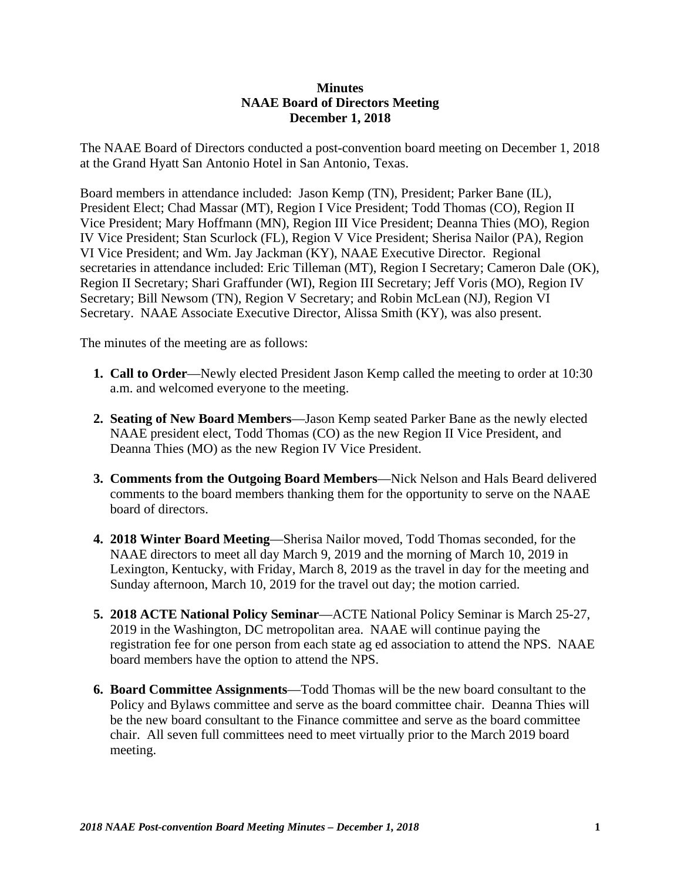**Minutes**
**NAAE Board of Directors Meeting**
**December 1, 2018**

The NAAE Board of Directors conducted a post-convention board meeting on December 1, 2018 at the Grand Hyatt San Antonio Hotel in San Antonio, Texas.

Board members in attendance included: Jason Kemp (TN), President; Parker Bane (IL), President Elect; Chad Massar (MT), Region I Vice President; Todd Thomas (CO), Region II Vice President; Mary Hoffmann (MN), Region III Vice President; Deanna Thies (MO), Region IV Vice President; Stan Scurlock (FL), Region V Vice President; Sherisa Nailor (PA), Region VI Vice President; and Wm. Jay Jackman (KY), NAAE Executive Director. Regional secretaries in attendance included: Eric Tilleman (MT), Region I Secretary; Cameron Dale (OK), Region II Secretary; Shari Graffunder (WI), Region III Secretary; Jeff Voris (MO), Region IV Secretary; Bill Newsom (TN), Region V Secretary; and Robin McLean (NJ), Region VI Secretary. NAAE Associate Executive Director, Alissa Smith (KY), was also present.

The minutes of the meeting are as follows:

1. **Call to Order**—Newly elected President Jason Kemp called the meeting to order at 10:30 a.m. and welcomed everyone to the meeting.

2. **Seating of New Board Members**—Jason Kemp seated Parker Bane as the newly elected NAAE president elect, Todd Thomas (CO) as the new Region II Vice President, and Deanna Thies (MO) as the new Region IV Vice President.

3. **Comments from the Outgoing Board Members**—Nick Nelson and Hals Beard delivered comments to the board members thanking them for the opportunity to serve on the NAAE board of directors.

4. **2018 Winter Board Meeting**—Sherisa Nailor moved, Todd Thomas seconded, for the NAAE directors to meet all day March 9, 2019 and the morning of March 10, 2019 in Lexington, Kentucky, with Friday, March 8, 2019 as the travel in day for the meeting and Sunday afternoon, March 10, 2019 for the travel out day; the motion carried.

5. **2018 ACTE National Policy Seminar**—ACTE National Policy Seminar is March 25-27, 2019 in the Washington, DC metropolitan area. NAAE will continue paying the registration fee for one person from each state ag ed association to attend the NPS. NAAE board members have the option to attend the NPS.

6. **Board Committee Assignments**—Todd Thomas will be the new board consultant to the Policy and Bylaws committee and serve as the board committee chair. Deanna Thies will be the new board consultant to the Finance committee and serve as the board committee chair. All seven full committees need to meet virtually prior to the March 2019 board meeting.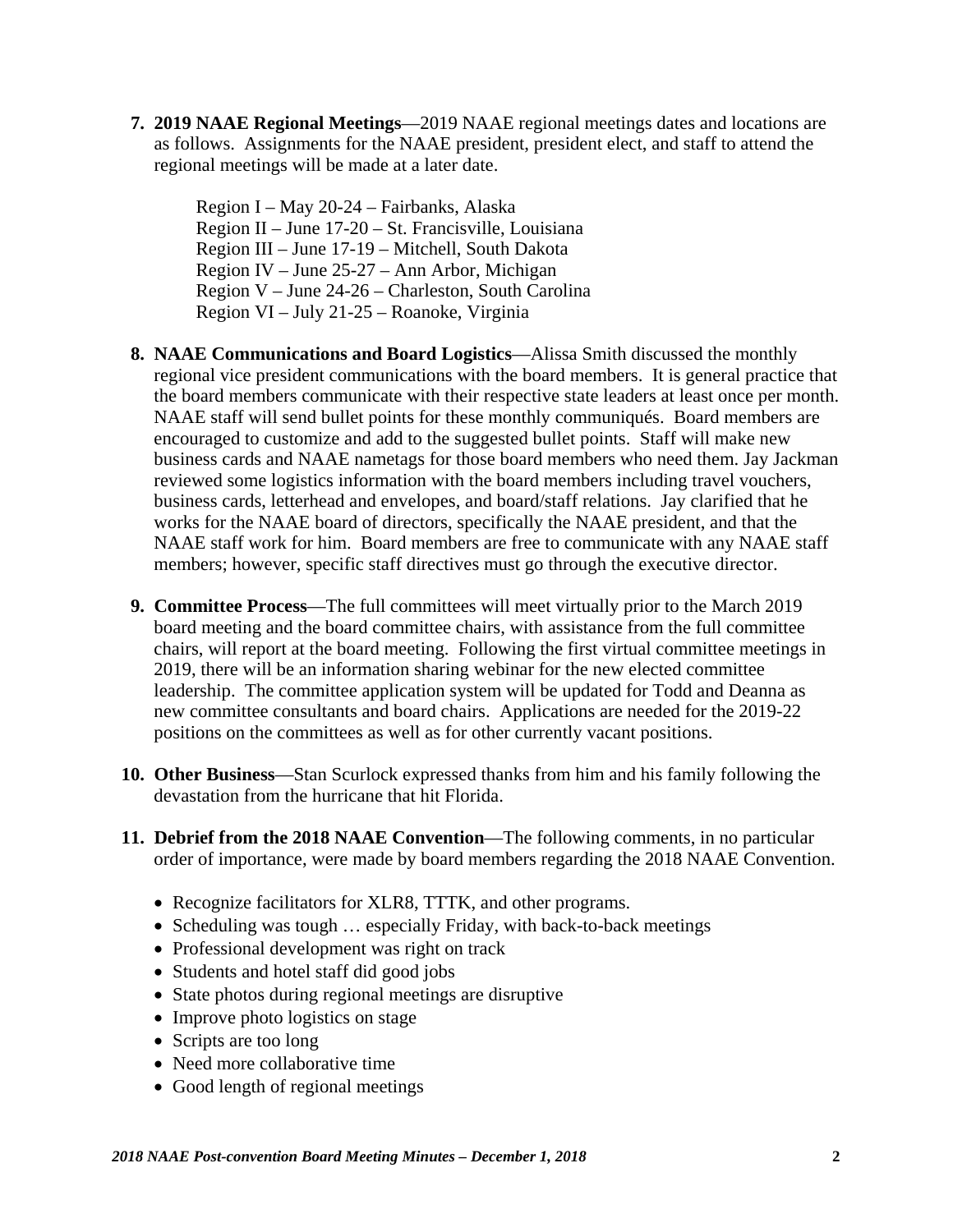7. **2019 NAAE Regional Meetings**—2019 NAAE regional meetings dates and locations are as follows. Assignments for the NAAE president, president elect, and staff to attend the regional meetings will be made at a later date.

   Region I – May 20-24 – Fairbanks, Alaska
   Region II – June 17-20 – St. Francisville, Louisiana
   Region III – June 17-19 – Mitchell, South Dakota
   Region IV – June 25-27 – Ann Arbor, Michigan
   Region V – June 24-26 – Charleston, South Carolina
   Region VI – July 21-25 – Roanoke, Virginia

8. **NAAE Communications and Board Logistics**—Alissa Smith discussed the monthly regional vice president communications with the board members. It is general practice that the board members communicate with their respective state leaders at least once per month. NAAE staff will send bullet points for these monthly communiqués. Board members are encouraged to customize and add to the suggested bullet points. Staff will make new business cards and NAAE nametags for those board members who need them. Jay Jackman reviewed some logistics information with the board members including travel vouchers, business cards, letterhead and envelopes, and board/staff relations. Jay clarified that he works for the NAAE board of directors, specifically the NAAE president, and that the NAAE staff work for him. Board members are free to communicate with any NAAE staff members; however, specific staff directives must go through the executive director.

9. **Committee Process**—The full committees will meet virtually prior to the March 2019 board meeting and the board committee chairs, with assistance from the full committee chairs, will report at the board meeting. Following the first virtual committee meetings in 2019, there will be an information sharing webinar for the new elected committee leadership. The committee application system will be updated for Todd and Deanna as new committee consultants and board chairs. Applications are needed for the 2019-22 positions on the committees as well as for other currently vacant positions.

10. **Other Business**—Stan Scurlock expressed thanks from him and his family following the devastation from the hurricane that hit Florida.

11. **Debrief from the 2018 NAAE Convention**—The following comments, in no particular order of importance, were made by board members regarding the 2018 NAAE Convention.

    - Recognize facilitators for XLR8, TTTK, and other programs.
    - Scheduling was tough … especially Friday, with back-to-back meetings
    - Professional development was right on track
    - Students and hotel staff did good jobs
    - State photos during regional meetings are disruptive
    - Improve photo logistics on stage
    - Scripts are too long
    - Need more collaborative time
    - Good length of regional meetings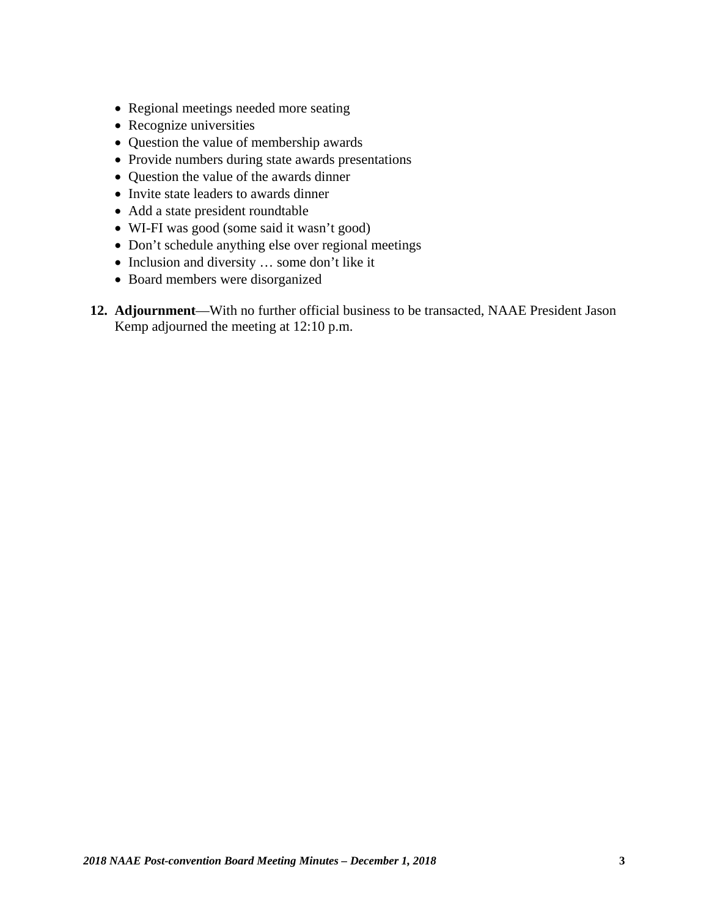- Regional meetings needed more seating
- Recognize universities
- Question the value of membership awards
- Provide numbers during state awards presentations
- Question the value of the awards dinner
- Invite state leaders to awards dinner
- Add a state president roundtable
- WI-FI was good (some said it wasn't good)
- Don't schedule anything else over regional meetings
- Inclusion and diversity … some don't like it
- Board members were disorganized

12. **Adjournment**—With no further official business to be transacted, NAAE President Jason Kemp adjourned the meeting at 12:10 p.m.